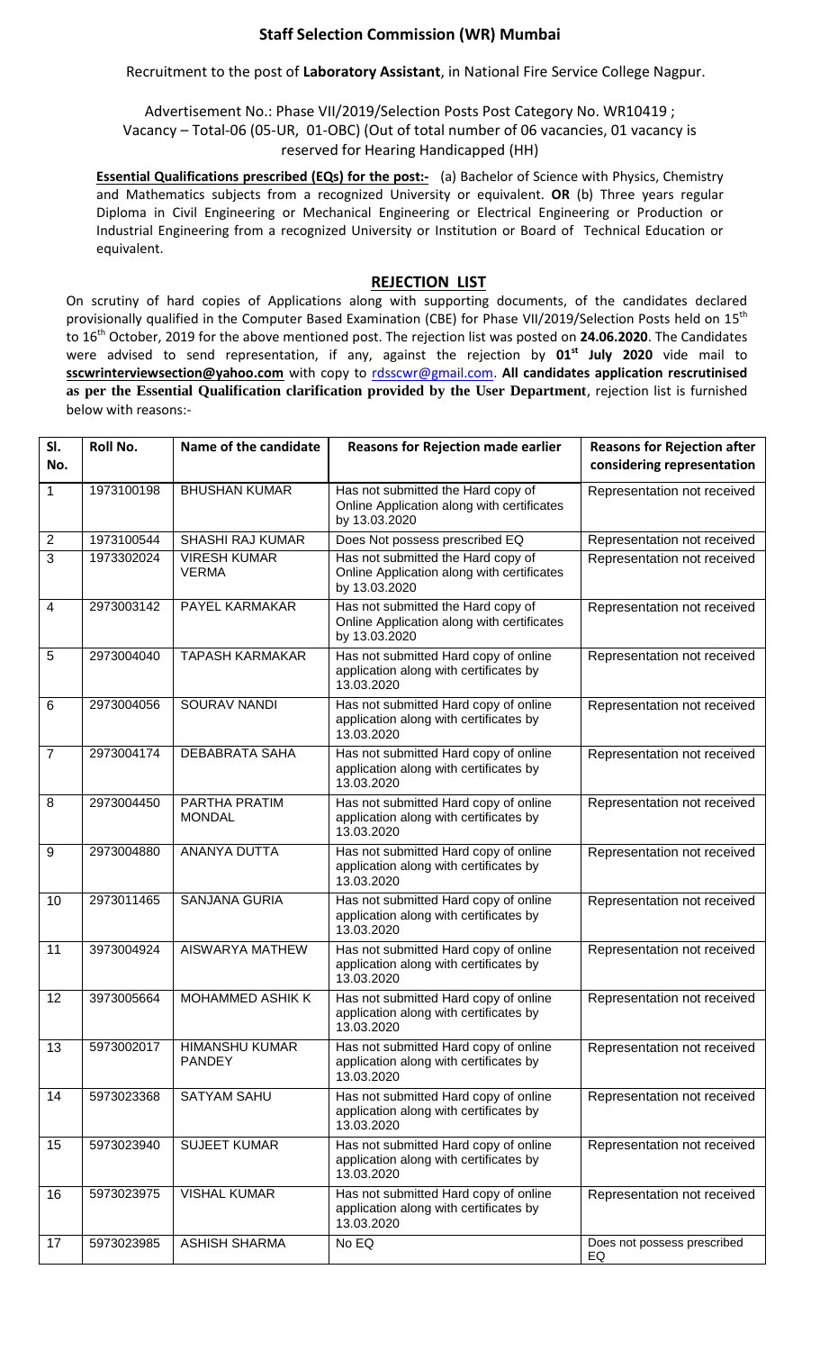## Staff Selection Commission (WR) Mumbai

Recruitment to the post of **Laboratory Assistant**, in National Fire Service College Nagpur.

Advertisement No.: Phase VII/2019/Selection Posts Post Category No. WR10419 ; Vacancy – Total-06 (05-UR, 01-OBC) (Out of total number of 06 vacancies, 01 vacancy is reserved for Hearing Handicapped (HH)

**Essential Qualifications prescribed (EQs) for the post:-** (a) Bachelor of Science with Physics, Chemistry and Mathematics subjects from a recognized University or equivalent. **OR** (b) Three years regular Diploma in Civil Engineering or Mechanical Engineering or Electrical Engineering or Production or Industrial Engineering from a recognized University or Institution or Board of Technical Education or equivalent.

### REJECTION LIST

On scrutiny of hard copies of Applications along with supporting documents, of the candidates declared provisionally qualified in the Computer Based Examination (CBE) for Phase VII/2019/Selection Posts held on 15th to 16th October, 2019 for the above mentioned post. The rejection list was posted on **24.06.2020**. The Candidates were advised to send representation, if any, against the rejection by **01st July 2020** vide mail to **sscwrinterviewsection@yahoo.com** with copy to rdsscwr@gmail.com. **All candidates application rescrutinised as per the Essential Qualification clarification provided by the User Department**, rejection list is furnished below with reasons:-

| Sl. No. | Roll No. | Name of the candidate | Reasons for Rejection made earlier | Reasons for Rejection after considering representation |
|---|---|---|---|---|
| 1 | 1973100198 | BHUSHAN KUMAR | Has not submitted the Hard copy of Online Application along with certificates by 13.03.2020 | Representation not received |
| 2 | 1973100544 | SHASHI RAJ KUMAR | Does Not possess prescribed EQ | Representation not received |
| 3 | 1973302024 | VIRESH KUMAR VERMA | Has not submitted the Hard copy of Online Application along with certificates by 13.03.2020 | Representation not received |
| 4 | 2973003142 | PAYEL KARMAKAR | Has not submitted the Hard copy of Online Application along with certificates by 13.03.2020 | Representation not received |
| 5 | 2973004040 | TAPASH KARMAKAR | Has not submitted Hard copy of online application along with certificates by 13.03.2020 | Representation not received |
| 6 | 2973004056 | SOURAV NANDI | Has not submitted Hard copy of online application along with certificates by 13.03.2020 | Representation not received |
| 7 | 2973004174 | DEBABRATA SAHA | Has not submitted Hard copy of online application along with certificates by 13.03.2020 | Representation not received |
| 8 | 2973004450 | PARTHA PRATIM MONDAL | Has not submitted Hard copy of online application along with certificates by 13.03.2020 | Representation not received |
| 9 | 2973004880 | ANANYA DUTTA | Has not submitted Hard copy of online application along with certificates by 13.03.2020 | Representation not received |
| 10 | 2973011465 | SANJANA GURIA | Has not submitted Hard copy of online application along with certificates by 13.03.2020 | Representation not received |
| 11 | 3973004924 | AISWARYA MATHEW | Has not submitted Hard copy of online application along with certificates by 13.03.2020 | Representation not received |
| 12 | 3973005664 | MOHAMMED ASHIK K | Has not submitted Hard copy of online application along with certificates by 13.03.2020 | Representation not received |
| 13 | 5973002017 | HIMANSHU KUMAR PANDEY | Has not submitted Hard copy of online application along with certificates by 13.03.2020 | Representation not received |
| 14 | 5973023368 | SATYAM SAHU | Has not submitted Hard copy of online application along with certificates by 13.03.2020 | Representation not received |
| 15 | 5973023940 | SUJEET KUMAR | Has not submitted Hard copy of online application along with certificates by 13.03.2020 | Representation not received |
| 16 | 5973023975 | VISHAL KUMAR | Has not submitted Hard copy of online application along with certificates by 13.03.2020 | Representation not received |
| 17 | 5973023985 | ASHISH SHARMA | No EQ | Does not possess prescribed EQ |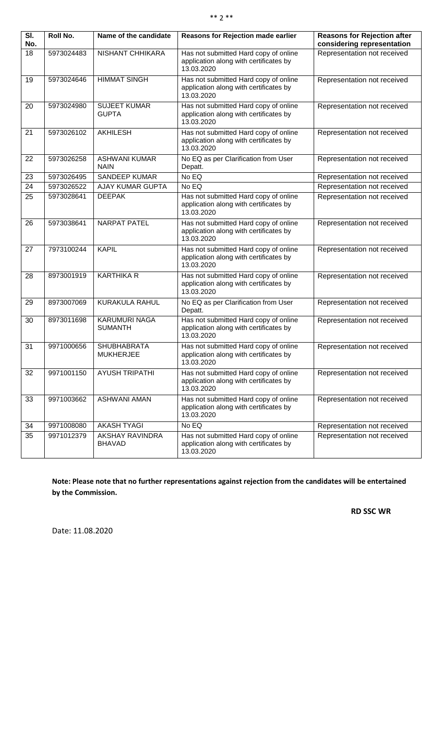| Sl. No. | Roll No. | Name of the candidate | Reasons for Rejection made earlier | Reasons for Rejection after considering representation |
|---|---|---|---|---|
| 18 | 5973024483 | NISHANT CHHIKARA | Has not submitted Hard copy of online application along with certificates by 13.03.2020 | Representation not received |
| 19 | 5973024646 | HIMMAT SINGH | Has not submitted Hard copy of online application along with certificates by 13.03.2020 | Representation not received |
| 20 | 5973024980 | SUJEET KUMAR GUPTA | Has not submitted Hard copy of online application along with certificates by 13.03.2020 | Representation not received |
| 21 | 5973026102 | AKHILESH | Has not submitted Hard copy of online application along with certificates by 13.03.2020 | Representation not received |
| 22 | 5973026258 | ASHWANI KUMAR NAIN | No EQ as per Clarification from User Depatt. | Representation not received |
| 23 | 5973026495 | SANDEEP KUMAR | No EQ | Representation not received |
| 24 | 5973026522 | AJAY KUMAR GUPTA | No EQ | Representation not received |
| 25 | 5973028641 | DEEPAK | Has not submitted Hard copy of online application along with certificates by 13.03.2020 | Representation not received |
| 26 | 5973038641 | NARPAT PATEL | Has not submitted Hard copy of online application along with certificates by 13.03.2020 | Representation not received |
| 27 | 7973100244 | KAPIL | Has not submitted Hard copy of online application along with certificates by 13.03.2020 | Representation not received |
| 28 | 8973001919 | KARTHIKA R | Has not submitted Hard copy of online application along with certificates by 13.03.2020 | Representation not received |
| 29 | 8973007069 | KURAKULA RAHUL | No EQ as per Clarification from User Depatt. | Representation not received |
| 30 | 8973011698 | KARUMURI NAGA SUMANTH | Has not submitted Hard copy of online application along with certificates by 13.03.2020 | Representation not received |
| 31 | 9971000656 | SHUBHABRATA MUKHERJEE | Has not submitted Hard copy of online application along with certificates by 13.03.2020 | Representation not received |
| 32 | 9971001150 | AYUSH TRIPATHI | Has not submitted Hard copy of online application along with certificates by 13.03.2020 | Representation not received |
| 33 | 9971003662 | ASHWANI AMAN | Has not submitted Hard copy of online application along with certificates by 13.03.2020 | Representation not received |
| 34 | 9971008080 | AKASH TYAGI | No EQ | Representation not received |
| 35 | 9971012379 | AKSHAY RAVINDRA BHAVAD | Has not submitted Hard copy of online application along with certificates by 13.03.2020 | Representation not received |

**Note: Please note that no further representations against rejection from the candidates will be entertained by the Commission.**

**RD SSC WR**

Date: 11.08.2020